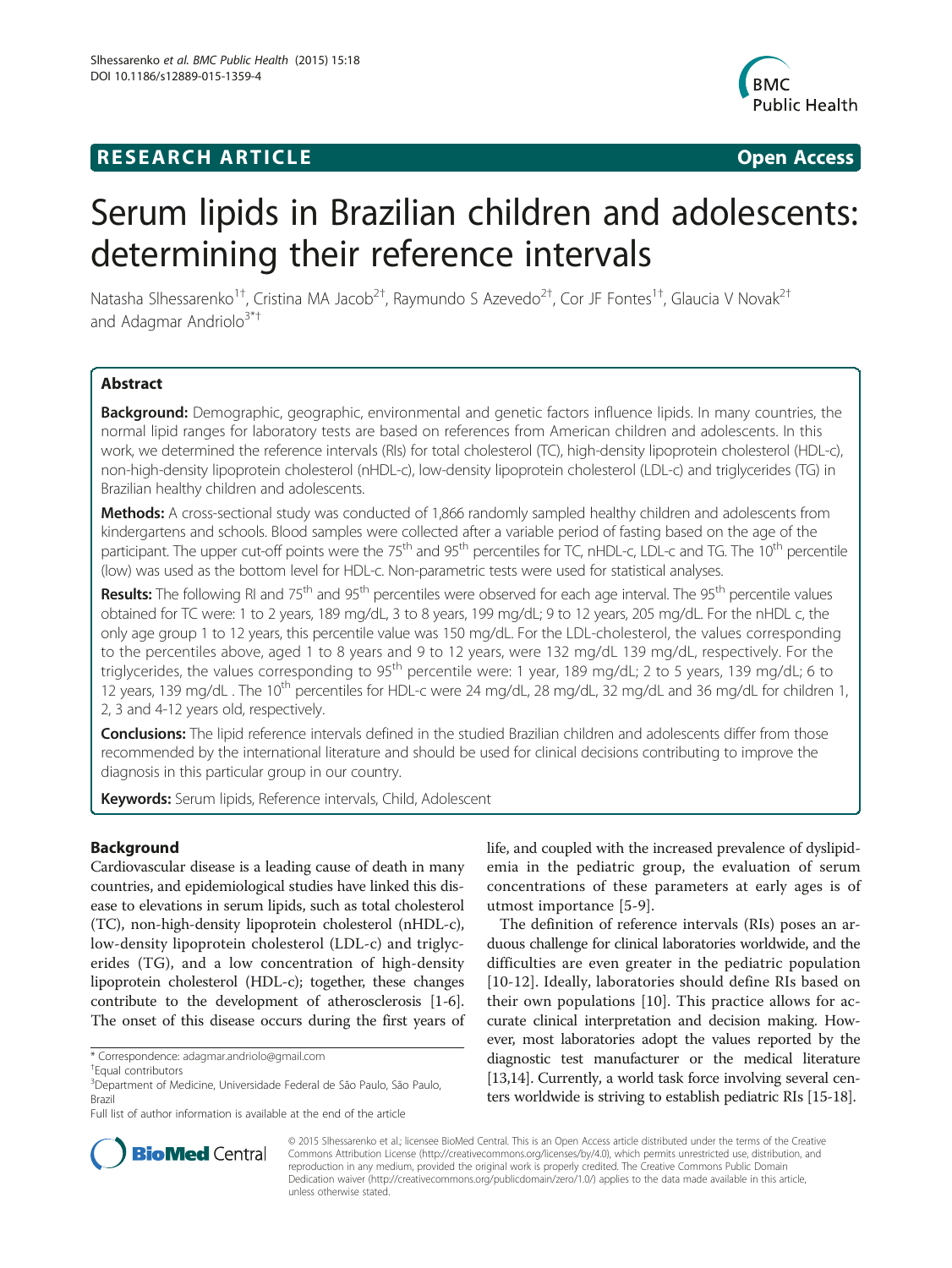**RESEARCH ARTICLE** **Open Access**

# Serum lipids in Brazilian children and adolescents: determining their reference intervals

Natasha Slhessarenko[1†], Cristina MA Jacob[2†], Raymundo S Azevedo[2†], Cor JF Fontes[1†], Glaucia V Novak[2†] and Adagmar Andriolo[3*†]

## Abstract

**Background:** Demographic, geographic, environmental and genetic factors influence lipids. In many countries, the normal lipid ranges for laboratory tests are based on references from American children and adolescents. In this work, we determined the reference intervals (RIs) for total cholesterol (TC), high-density lipoprotein cholesterol (HDL-c), non-high-density lipoprotein cholesterol (nHDL-c), low-density lipoprotein cholesterol (LDL-c) and triglycerides (TG) in Brazilian healthy children and adolescents.

**Methods:** A cross-sectional study was conducted of 1,866 randomly sampled healthy children and adolescents from kindergartens and schools. Blood samples were collected after a variable period of fasting based on the age of the participant. The upper cut-off points were the 75th and 95th percentiles for TC, nHDL-c, LDL-c and TG. The 10th percentile (low) was used as the bottom level for HDL-c. Non-parametric tests were used for statistical analyses.

**Results:** The following RI and 75th and 95th percentiles were observed for each age interval. The 95th percentile values obtained for TC were: 1 to 2 years, 189 mg/dL, 3 to 8 years, 199 mg/dL; 9 to 12 years, 205 mg/dL. For the nHDL c, the only age group 1 to 12 years, this percentile value was 150 mg/dL. For the LDL-cholesterol, the values corresponding to the percentiles above, aged 1 to 8 years and 9 to 12 years, were 132 mg/dL 139 mg/dL, respectively. For the triglycerides, the values corresponding to 95th percentile were: 1 year, 189 mg/dL; 2 to 5 years, 139 mg/dL; 6 to 12 years, 139 mg/dL . The 10th percentiles for HDL-c were 24 mg/dL, 28 mg/dL, 32 mg/dL and 36 mg/dL for children 1, 2, 3 and 4-12 years old, respectively.

**Conclusions:** The lipid reference intervals defined in the studied Brazilian children and adolescents differ from those recommended by the international literature and should be used for clinical decisions contributing to improve the diagnosis in this particular group in our country.

**Keywords:** Serum lipids, Reference intervals, Child, Adolescent

## Background

Cardiovascular disease is a leading cause of death in many countries, and epidemiological studies have linked this disease to elevations in serum lipids, such as total cholesterol (TC), non-high-density lipoprotein cholesterol (nHDL-c), low-density lipoprotein cholesterol (LDL-c) and triglycerides (TG), and a low concentration of high-density lipoprotein cholesterol (HDL-c); together, these changes contribute to the development of atherosclerosis [1-6]. The onset of this disease occurs during the first years of life, and coupled with the increased prevalence of dyslipidemia in the pediatric group, the evaluation of serum concentrations of these parameters at early ages is of utmost importance [5-9].

The definition of reference intervals (RIs) poses an arduous challenge for clinical laboratories worldwide, and the difficulties are even greater in the pediatric population [10-12]. Ideally, laboratories should define RIs based on their own populations [10]. This practice allows for accurate clinical interpretation and decision making. However, most laboratories adopt the values reported by the diagnostic test manufacturer or the medical literature [13,14]. Currently, a world task force involving several centers worldwide is striving to establish pediatric RIs [15-18].

\* Correspondence: adagmar.andriolo@gmail.com
†Equal contributors
[3]Department of Medicine, Universidade Federal de São Paulo, São Paulo, Brazil
Full list of author information is available at the end of the article

© 2015 Slhessarenko et al.; licensee BioMed Central. This is an Open Access article distributed under the terms of the Creative Commons Attribution License (http://creativecommons.org/licenses/by/4.0), which permits unrestricted use, distribution, and reproduction in any medium, provided the original work is properly credited. The Creative Commons Public Domain Dedication waiver (http://creativecommons.org/publicdomain/zero/1.0/) applies to the data made available in this article, unless otherwise stated.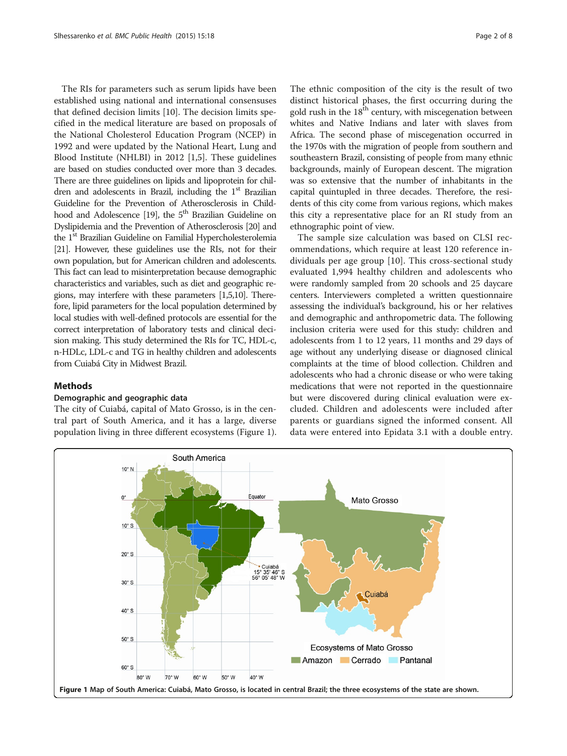The RIs for parameters such as serum lipids have been established using national and international consensuses that defined decision limits [10]. The decision limits specified in the medical literature are based on proposals of the National Cholesterol Education Program (NCEP) in 1992 and were updated by the National Heart, Lung and Blood Institute (NHLBI) in 2012 [1,5]. These guidelines are based on studies conducted over more than 3 decades. There are three guidelines on lipids and lipoprotein for children and adolescents in Brazil, including the 1st Brazilian Guideline for the Prevention of Atherosclerosis in Childhood and Adolescence [19], the 5th Brazilian Guideline on Dyslipidemia and the Prevention of Atherosclerosis [20] and the 1st Brazilian Guideline on Familial Hypercholesterolemia [21]. However, these guidelines use the RIs, not for their own population, but for American children and adolescents. This fact can lead to misinterpretation because demographic characteristics and variables, such as diet and geographic regions, may interfere with these parameters [1,5,10]. Therefore, lipid parameters for the local population determined by local studies with well-defined protocols are essential for the correct interpretation of laboratory tests and clinical decision making. This study determined the RIs for TC, HDL-c, n-HDLc, LDL-c and TG in healthy children and adolescents from Cuiabá City in Midwest Brazil.

## Methods

### Demographic and geographic data

The city of Cuiabá, capital of Mato Grosso, is in the central part of South America, and it has a large, diverse population living in three different ecosystems (Figure 1). The ethnic composition of the city is the result of two distinct historical phases, the first occurring during the gold rush in the 18th century, with miscegenation between whites and Native Indians and later with slaves from Africa. The second phase of miscegenation occurred in the 1970s with the migration of people from southern and southeastern Brazil, consisting of people from many ethnic backgrounds, mainly of European descent. The migration was so extensive that the number of inhabitants in the capital quintupled in three decades. Therefore, the residents of this city come from various regions, which makes this city a representative place for an RI study from an ethnographic point of view.

The sample size calculation was based on CLSI recommendations, which require at least 120 reference individuals per age group [10]. This cross-sectional study evaluated 1,994 healthy children and adolescents who were randomly sampled from 20 schools and 25 daycare centers. Interviewers completed a written questionnaire assessing the individual's background, his or her relatives and demographic and anthropometric data. The following inclusion criteria were used for this study: children and adolescents from 1 to 12 years, 11 months and 29 days of age without any underlying disease or diagnosed clinical complaints at the time of blood collection. Children and adolescents who had a chronic disease or who were taking medications that were not reported in the questionnaire but were discovered during clinical evaluation were excluded. Children and adolescents were included after parents or guardians signed the informed consent. All data were entered into Epidata 3.1 with a double entry.

**Figure 1** Map of South America: Cuiabá, Mato Grosso, is located in central Brazil; the three ecosystems of the state are shown.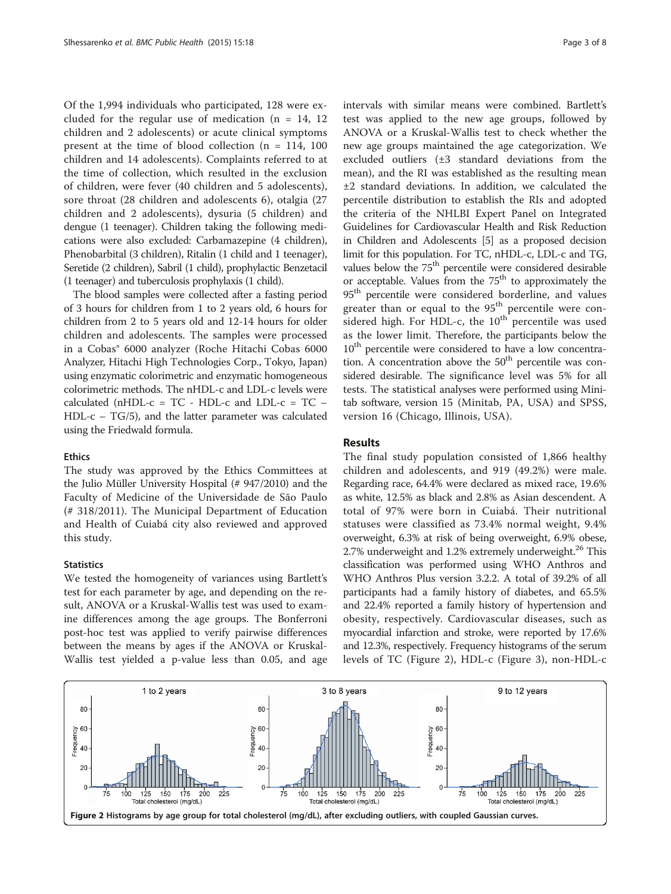Of the 1,994 individuals who participated, 128 were excluded for the regular use of medication (n = 14, 12 children and 2 adolescents) or acute clinical symptoms present at the time of blood collection (n = 114, 100 children and 14 adolescents). Complaints referred to at the time of collection, which resulted in the exclusion of children, were fever (40 children and 5 adolescents), sore throat (28 children and adolescents 6), otalgia (27 children and 2 adolescents), dysuria (5 children) and dengue (1 teenager). Children taking the following medications were also excluded: Carbamazepine (4 children), Phenobarbital (3 children), Ritalin (1 child and 1 teenager), Seretide (2 children), Sabril (1 child), prophylactic Benzetacil (1 teenager) and tuberculosis prophylaxis (1 child).

The blood samples were collected after a fasting period of 3 hours for children from 1 to 2 years old, 6 hours for children from 2 to 5 years old and 12-14 hours for older children and adolescents. The samples were processed in a Cobas® 6000 analyzer (Roche Hitachi Cobas 6000 Analyzer, Hitachi High Technologies Corp., Tokyo, Japan) using enzymatic colorimetric and enzymatic homogeneous colorimetric methods. The nHDL-c and LDL-c levels were calculated (nHDL-c = TC - HDL-c and LDL-c = TC – HDL-c – TG/5), and the latter parameter was calculated using the Friedwald formula.

### Ethics

The study was approved by the Ethics Committees at the Julio Müller University Hospital (# 947/2010) and the Faculty of Medicine of the Universidade de São Paulo (# 318/2011). The Municipal Department of Education and Health of Cuiabá city also reviewed and approved this study.

### Statistics

We tested the homogeneity of variances using Bartlett's test for each parameter by age, and depending on the result, ANOVA or a Kruskal-Wallis test was used to examine differences among the age groups. The Bonferroni post-hoc test was applied to verify pairwise differences between the means by ages if the ANOVA or Kruskal-Wallis test yielded a p-value less than 0.05, and age intervals with similar means were combined. Bartlett's test was applied to the new age groups, followed by ANOVA or a Kruskal-Wallis test to check whether the new age groups maintained the age categorization. We excluded outliers (±3 standard deviations from the mean), and the RI was established as the resulting mean ±2 standard deviations. In addition, we calculated the percentile distribution to establish the RIs and adopted the criteria of the NHLBI Expert Panel on Integrated Guidelines for Cardiovascular Health and Risk Reduction in Children and Adolescents [5] as a proposed decision limit for this population. For TC, nHDL-c, LDL-c and TG, values below the $75^{th}$ percentile were considered desirable or acceptable. Values from the $75^{th}$ to approximately the $95^{th}$ percentile were considered borderline, and values greater than or equal to the $95^{th}$ percentile were considered high. For HDL-c, the $10^{th}$ percentile was used as the lower limit. Therefore, the participants below the $10^{th}$ percentile were considered to have a low concentration. A concentration above the $50^{th}$ percentile was considered desirable. The significance level was 5% for all tests. The statistical analyses were performed using Minitab software, version 15 (Minitab, PA, USA) and SPSS, version 16 (Chicago, Illinois, USA).

## Results

The final study population consisted of 1,866 healthy children and adolescents, and 919 (49.2%) were male. Regarding race, 64.4% were declared as mixed race, 19.6% as white, 12.5% as black and 2.8% as Asian descendent. A total of 97% were born in Cuiabá. Their nutritional statuses were classified as 73.4% normal weight, 9.4% overweight, 6.3% at risk of being overweight, 6.9% obese, 2.7% underweight and 1.2% extremely underweight.[26] This classification was performed using WHO Anthros and WHO Anthros Plus version 3.2.2. A total of 39.2% of all participants had a family history of diabetes, and 65.5% and 22.4% reported a family history of hypertension and obesity, respectively. Cardiovascular diseases, such as myocardial infarction and stroke, were reported by 17.6% and 12.3%, respectively. Frequency histograms of the serum levels of TC (Figure 2), HDL-c (Figure 3), non-HDL-c

**Figure 2** Histograms by age group for total cholesterol (mg/dL), after excluding outliers, with coupled Gaussian curves.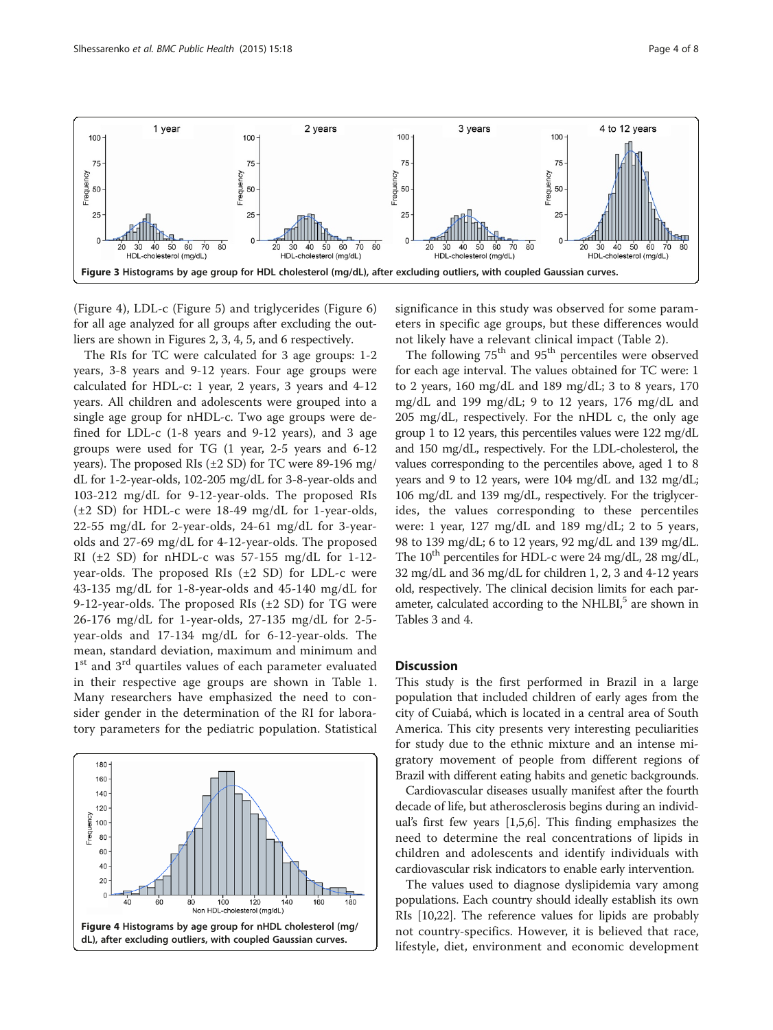Figure 3 Histograms by age group for HDL cholesterol (mg/dL), after excluding outliers, with coupled Gaussian curves.

(Figure 4), LDL-c (Figure 5) and triglycerides (Figure 6) for all age analyzed for all groups after excluding the outliers are shown in Figures 2, 3, 4, 5, and 6 respectively.

The RIs for TC were calculated for 3 age groups: 1-2 years, 3-8 years and 9-12 years. Four age groups were calculated for HDL-c: 1 year, 2 years, 3 years and 4-12 years. All children and adolescents were grouped into a single age group for nHDL-c. Two age groups were defined for LDL-c (1-8 years and 9-12 years), and 3 age groups were used for TG (1 year, 2-5 years and 6-12 years). The proposed RIs (±2 SD) for TC were 89-196 mg/dL for 1-2-year-olds, 102-205 mg/dL for 3-8-year-olds and 103-212 mg/dL for 9-12-year-olds. The proposed RIs (±2 SD) for HDL-c were 18-49 mg/dL for 1-year-olds, 22-55 mg/dL for 2-year-olds, 24-61 mg/dL for 3-year-olds and 27-69 mg/dL for 4-12-year-olds. The proposed RI (±2 SD) for nHDL-c was 57-155 mg/dL for 1-12-year-olds. The proposed RIs (±2 SD) for LDL-c were 43-135 mg/dL for 1-8-year-olds and 45-140 mg/dL for 9-12-year-olds. The proposed RIs (±2 SD) for TG were 26-176 mg/dL for 1-year-olds, 27-135 mg/dL for 2-5-year-olds and 17-134 mg/dL for 6-12-year-olds. The mean, standard deviation, maximum and minimum and 1st and 3rd quartiles values of each parameter evaluated in their respective age groups are shown in Table 1. Many researchers have emphasized the need to consider gender in the determination of the RI for laboratory parameters for the pediatric population. Statistical significance in this study was observed for some parameters in specific age groups, but these differences would not likely have a relevant clinical impact (Table 2).

The following 75th and 95th percentiles were observed for each age interval. The values obtained for TC were: 1 to 2 years, 160 mg/dL and 189 mg/dL; 3 to 8 years, 170 mg/dL and 199 mg/dL; 9 to 12 years, 176 mg/dL and 205 mg/dL, respectively. For the nHDL c, the only age group 1 to 12 years, this percentiles values were 122 mg/dL and 150 mg/dL, respectively. For the LDL-cholesterol, the values corresponding to the percentiles above, aged 1 to 8 years and 9 to 12 years, were 104 mg/dL and 132 mg/dL; 106 mg/dL and 139 mg/dL, respectively. For the triglycerides, the values corresponding to these percentiles were: 1 year, 127 mg/dL and 189 mg/dL; 2 to 5 years, 98 to 139 mg/dL; 6 to 12 years, 92 mg/dL and 139 mg/dL. The 10th percentiles for HDL-c were 24 mg/dL, 28 mg/dL, 32 mg/dL and 36 mg/dL for children 1, 2, 3 and 4-12 years old, respectively. The clinical decision limits for each parameter, calculated according to the NHLBI,[5] are shown in Tables 3 and 4.

Figure 4 Histograms by age group for nHDL cholesterol (mg/dL), after excluding outliers, with coupled Gaussian curves.

## Discussion

This study is the first performed in Brazil in a large population that included children of early ages from the city of Cuiabá, which is located in a central area of South America. This city presents very interesting peculiarities for study due to the ethnic mixture and an intense migratory movement of people from different regions of Brazil with different eating habits and genetic backgrounds.

Cardiovascular diseases usually manifest after the fourth decade of life, but atherosclerosis begins during an individual's first few years [1,5,6]. This finding emphasizes the need to determine the real concentrations of lipids in children and adolescents and identify individuals with cardiovascular risk indicators to enable early intervention.

The values used to diagnose dyslipidemia vary among populations. Each country should ideally establish its own RIs [10,22]. The reference values for lipids are probably not country-specifics. However, it is believed that race, lifestyle, diet, environment and economic development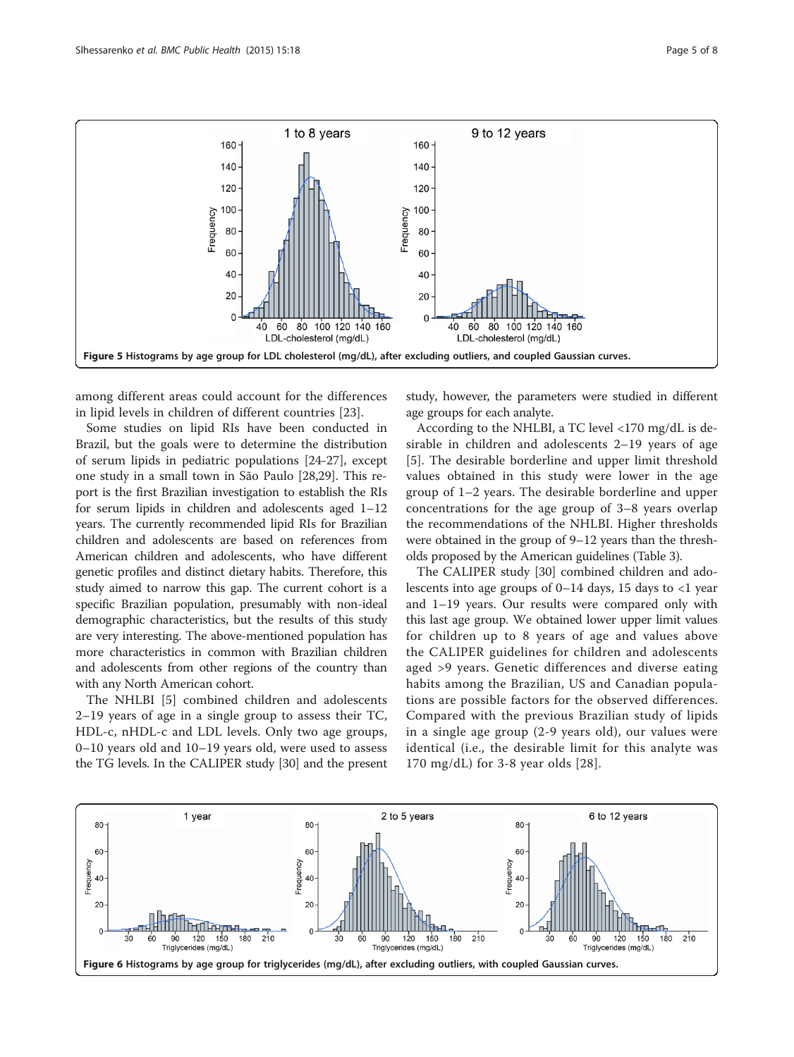Figure 5 Histograms by age group for LDL cholesterol (mg/dL), after excluding outliers, and coupled Gaussian curves.

among different areas could account for the differences in lipid levels in children of different countries [23].

Some studies on lipid RIs have been conducted in Brazil, but the goals were to determine the distribution of serum lipids in pediatric populations [24-27], except one study in a small town in São Paulo [28,29]. This report is the first Brazilian investigation to establish the RIs for serum lipids in children and adolescents aged 1–12 years. The currently recommended lipid RIs for Brazilian children and adolescents are based on references from American children and adolescents, who have different genetic profiles and distinct dietary habits. Therefore, this study aimed to narrow this gap. The current cohort is a specific Brazilian population, presumably with non-ideal demographic characteristics, but the results of this study are very interesting. The above-mentioned population has more characteristics in common with Brazilian children and adolescents from other regions of the country than with any North American cohort.

The NHLBI [5] combined children and adolescents 2–19 years of age in a single group to assess their TC, HDL-c, nHDL-c and LDL levels. Only two age groups, 0–10 years old and 10–19 years old, were used to assess the TG levels. In the CALIPER study [30] and the present study, however, the parameters were studied in different age groups for each analyte.

According to the NHLBI, a TC level <170 mg/dL is desirable in children and adolescents 2–19 years of age [5]. The desirable borderline and upper limit threshold values obtained in this study were lower in the age group of 1–2 years. The desirable borderline and upper concentrations for the age group of 3–8 years overlap the recommendations of the NHLBI. Higher thresholds were obtained in the group of 9–12 years than the thresholds proposed by the American guidelines (Table 3).

The CALIPER study [30] combined children and adolescents into age groups of 0–14 days, 15 days to <1 year and 1–19 years. Our results were compared only with this last age group. We obtained lower upper limit values for children up to 8 years of age and values above the CALIPER guidelines for children and adolescents aged >9 years. Genetic differences and diverse eating habits among the Brazilian, US and Canadian populations are possible factors for the observed differences. Compared with the previous Brazilian study of lipids in a single age group (2-9 years old), our values were identical (i.e., the desirable limit for this analyte was 170 mg/dL) for 3-8 year olds [28].

Figure 6 Histograms by age group for triglycerides (mg/dL), after excluding outliers, with coupled Gaussian curves.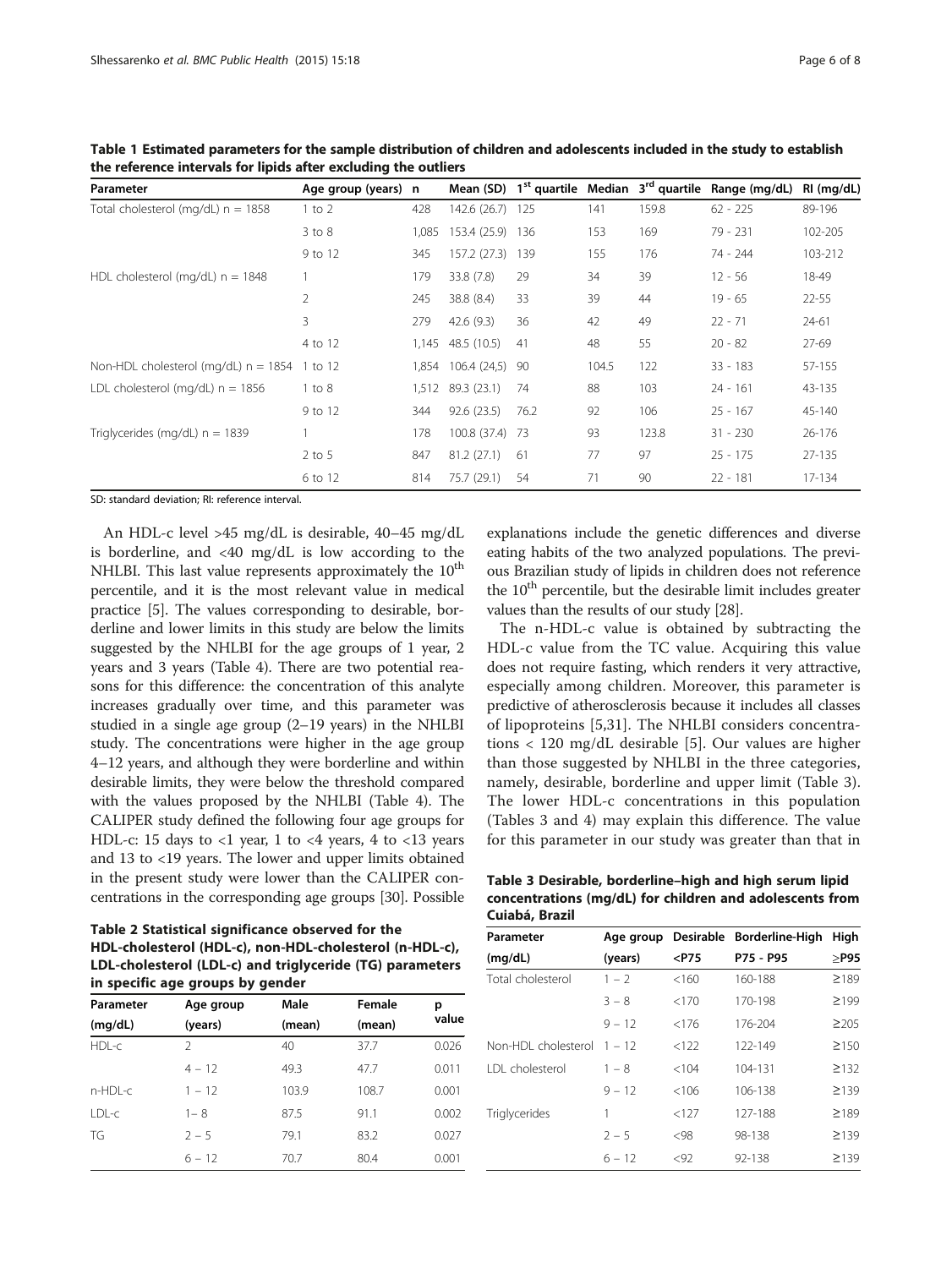**Table 1 Estimated parameters for the sample distribution of children and adolescents included in the study to establish the reference intervals for lipids after excluding the outliers**

| Parameter | Age group (years) | n | Mean (SD) | 1st quartile | Median | 3rd quartile | Range (mg/dL) | RI (mg/dL) |
|---|---|---|---|---|---|---|---|---|
| Total cholesterol (mg/dL) n = 1858 | 1 to 2 | 428 | 142.6 (26.7) | 125 | 141 | 159.8 | 62 - 225 | 89-196 |
| | 3 to 8 | 1,085 | 153.4 (25.9) | 136 | 153 | 169 | 79 - 231 | 102-205 |
| | 9 to 12 | 345 | 157.2 (27.3) | 139 | 155 | 176 | 74 - 244 | 103-212 |
| HDL cholesterol (mg/dL) n = 1848 | 1 | 179 | 33.8 (7.8) | 29 | 34 | 39 | 12 - 56 | 18-49 |
| | 2 | 245 | 38.8 (8.4) | 33 | 39 | 44 | 19 - 65 | 22-55 |
| | 3 | 279 | 42.6 (9.3) | 36 | 42 | 49 | 22 - 71 | 24-61 |
| | 4 to 12 | 1,145 | 48.5 (10.5) | 41 | 48 | 55 | 20 - 82 | 27-69 |
| Non-HDL cholesterol (mg/dL) n = 1854 | 1 to 12 | 1,854 | 106.4 (24,5) | 90 | 104.5 | 122 | 33 - 183 | 57-155 |
| LDL cholesterol (mg/dL) n = 1856 | 1 to 8 | 1,512 | 89.3 (23.1) | 74 | 88 | 103 | 24 - 161 | 43-135 |
| | 9 to 12 | 344 | 92.6 (23.5) | 76.2 | 92 | 106 | 25 - 167 | 45-140 |
| Triglycerides (mg/dL) n = 1839 | 1 | 178 | 100.8 (37.4) | 73 | 93 | 123.8 | 31 - 230 | 26-176 |
| | 2 to 5 | 847 | 81.2 (27.1) | 61 | 77 | 97 | 25 - 175 | 27-135 |
| | 6 to 12 | 814 | 75.7 (29.1) | 54 | 71 | 90 | 22 - 181 | 17-134 |

SD: standard deviation; RI: reference interval.

An HDL-c level >45 mg/dL is desirable, 40–45 mg/dL is borderline, and <40 mg/dL is low according to the NHLBI. This last value represents approximately the 10th percentile, and it is the most relevant value in medical practice [5]. The values corresponding to desirable, borderline and lower limits in this study are below the limits suggested by the NHLBI for the age groups of 1 year, 2 years and 3 years (Table 4). There are two potential reasons for this difference: the concentration of this analyte increases gradually over time, and this parameter was studied in a single age group (2–19 years) in the NHLBI study. The concentrations were higher in the age group 4–12 years, and although they were borderline and within desirable limits, they were below the threshold compared with the values proposed by the NHLBI (Table 4). The CALIPER study defined the following four age groups for HDL-c: 15 days to <1 year, 1 to <4 years, 4 to <13 years and 13 to <19 years. The lower and upper limits obtained in the present study were lower than the CALIPER concentrations in the corresponding age groups [30]. Possible explanations include the genetic differences and diverse eating habits of the two analyzed populations. The previous Brazilian study of lipids in children does not reference the 10th percentile, but the desirable limit includes greater values than the results of our study [28].

**Table 2 Statistical significance observed for the HDL-cholesterol (HDL-c), non-HDL-cholesterol (n-HDL-c), LDL-cholesterol (LDL-c) and triglyceride (TG) parameters in specific age groups by gender**

| Parameter (mg/dL) | Age group (years) | Male (mean) | Female (mean) | p value |
|---|---|---|---|---|
| HDL-c | 2 | 40 | 37.7 | 0.026 |
| | 4 – 12 | 49.3 | 47.7 | 0.011 |
| n-HDL-c | 1 – 12 | 103.9 | 108.7 | 0.001 |
| LDL-c | 1– 8 | 87.5 | 91.1 | 0.002 |
| TG | 2 – 5 | 79.1 | 83.2 | 0.027 |
| | 6 – 12 | 70.7 | 80.4 | 0.001 |

The n-HDL-c value is obtained by subtracting the HDL-c value from the TC value. Acquiring this value does not require fasting, which renders it very attractive, especially among children. Moreover, this parameter is predictive of atherosclerosis because it includes all classes of lipoproteins [5,31]. The NHLBI considers concentrations < 120 mg/dL desirable [5]. Our values are higher than those suggested by NHLBI in the three categories, namely, desirable, borderline and upper limit (Table 3). The lower HDL-c concentrations in this population (Tables 3 and 4) may explain this difference. The value for this parameter in our study was greater than that in

**Table 3 Desirable, borderline–high and high serum lipid concentrations (mg/dL) for children and adolescents from Cuiabá, Brazil**

| Parameter (mg/dL) | Age group (years) | Desirable <P75 | Borderline-High P75 - P95 | High ≥P95 |
|---|---|---|---|---|
| Total cholesterol | 1 – 2 | <160 | 160-188 | ≥189 |
| | 3 – 8 | <170 | 170-198 | ≥199 |
| | 9 – 12 | <176 | 176-204 | ≥205 |
| Non-HDL cholesterol | 1 – 12 | <122 | 122-149 | ≥150 |
| LDL cholesterol | 1 – 8 | <104 | 104-131 | ≥132 |
| | 9 – 12 | <106 | 106-138 | ≥139 |
| Triglycerides | 1 | <127 | 127-188 | ≥189 |
| | 2 – 5 | <98 | 98-138 | ≥139 |
| | 6 – 12 | <92 | 92-138 | ≥139 |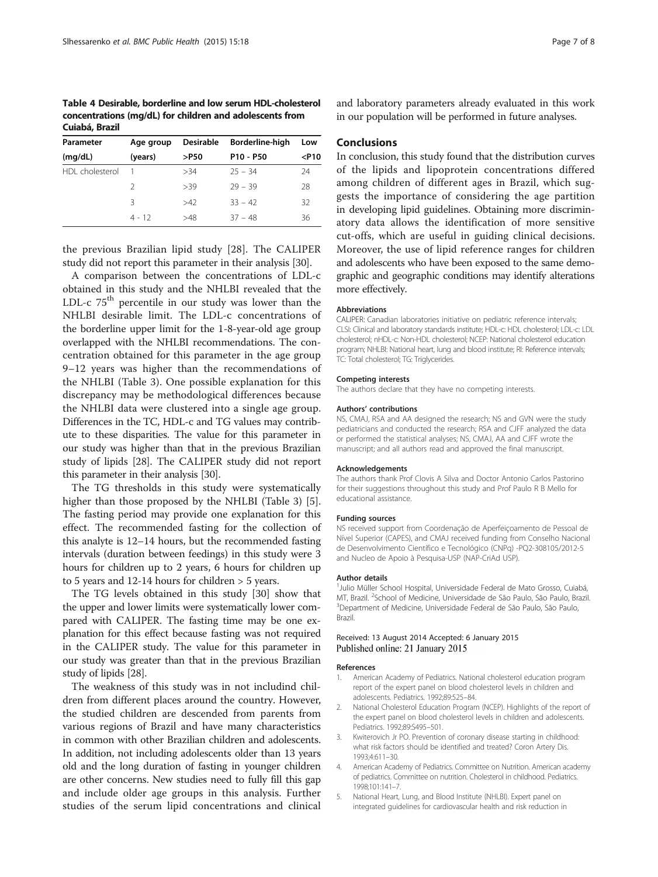**Table 4 Desirable, borderline and low serum HDL-cholesterol concentrations (mg/dL) for children and adolescents from Cuiabá, Brazil**

| Parameter (mg/dL) | Age group (years) | Desirable >P50 | Borderline-high P10 - P50 | Low <P10 |
|---|---|---|---|---|
| HDL cholesterol | 1 | >34 | 25 – 34 | 24 |
| | 2 | >39 | 29 – 39 | 28 |
| | 3 | >42 | 33 – 42 | 32 |
| | 4 - 12 | >48 | 37 – 48 | 36 |

the previous Brazilian lipid study [28]. The CALIPER study did not report this parameter in their analysis [30].

A comparison between the concentrations of LDL-c obtained in this study and the NHLBI revealed that the LDL-c 75[th] percentile in our study was lower than the NHLBI desirable limit. The LDL-c concentrations of the borderline upper limit for the 1-8-year-old age group overlapped with the NHLBI recommendations. The concentration obtained for this parameter in the age group 9–12 years was higher than the recommendations of the NHLBI (Table 3). One possible explanation for this discrepancy may be methodological differences because the NHLBI data were clustered into a single age group. Differences in the TC, HDL-c and TG values may contribute to these disparities. The value for this parameter in our study was higher than that in the previous Brazilian study of lipids [28]. The CALIPER study did not report this parameter in their analysis [30].

The TG thresholds in this study were systematically higher than those proposed by the NHLBI (Table 3) [5]. The fasting period may provide one explanation for this effect. The recommended fasting for the collection of this analyte is 12–14 hours, but the recommended fasting intervals (duration between feedings) in this study were 3 hours for children up to 2 years, 6 hours for children up to 5 years and 12-14 hours for children > 5 years.

The TG levels obtained in this study [30] show that the upper and lower limits were systematically lower compared with CALIPER. The fasting time may be one explanation for this effect because fasting was not required in the CALIPER study. The value for this parameter in our study was greater than that in the previous Brazilian study of lipids [28].

The weakness of this study was in not includind children from different places around the country. However, the studied children are descended from parents from various regions of Brazil and have many characteristics in common with other Brazilian children and adolescents. In addition, not including adolescents older than 13 years old and the long duration of fasting in younger children are other concerns. New studies need to fully fill this gap and include older age groups in this analysis. Further studies of the serum lipid concentrations and clinical and laboratory parameters already evaluated in this work in our population will be performed in future analyses.

## Conclusions

In conclusion, this study found that the distribution curves of the lipids and lipoprotein concentrations differed among children of different ages in Brazil, which suggests the importance of considering the age partition in developing lipid guidelines. Obtaining more discriminatory data allows the identification of more sensitive cut-offs, which are useful in guiding clinical decisions. Moreover, the use of lipid reference ranges for children and adolescents who have been exposed to the same demographic and geographic conditions may identify alterations more effectively.

#### Abbreviations

CALIPER: Canadian laboratories initiative on pediatric reference intervals; CLSI: Clinical and laboratory standards institute; HDL-c: HDL cholesterol; LDL-c: LDL cholesterol; nHDL-c: Non-HDL cholesterol; NCEP: National cholesterol education program; NHLBI: National heart, lung and blood institute; RI: Reference intervals; TC: Total cholesterol; TG: Triglycerides.

#### Competing interests

The authors declare that they have no competing interests.

#### Authors' contributions

NS, CMAJ, RSA and AA designed the research; NS and GVN were the study pediatricians and conducted the research; RSA and CJFF analyzed the data or performed the statistical analyses; NS, CMAJ, AA and CJFF wrote the manuscript; and all authors read and approved the final manuscript.

#### Acknowledgements

The authors thank Prof Clovis A Silva and Doctor Antonio Carlos Pastorino for their suggestions throughout this study and Prof Paulo R B Mello for educational assistance.

#### Funding sources

NS received support from Coordenação de Aperfeiçoamento de Pessoal de Nível Superior (CAPES), and CMAJ received funding from Conselho Nacional de Desenvolvimento Científico e Tecnológico (CNPq) -PQ2-308105/2012-5 and Nucleo de Apoio à Pesquisa-USP (NAP-CriAd USP).

#### Author details

[1]Julio Müller School Hospital, Universidade Federal de Mato Grosso, Cuiabá, MT, Brazil. [2]School of Medicine, Universidade de São Paulo, São Paulo, Brazil. [3]Department of Medicine, Universidade Federal de São Paulo, São Paulo, Brazil.

Received: 13 August 2014 Accepted: 6 January 2015
Published online: 21 January 2015

#### References

1. American Academy of Pediatrics. National cholesterol education program report of the expert panel on blood cholesterol levels in children and adolescents. Pediatrics. 1992;89:525–84.
2. National Cholesterol Education Program (NCEP). Highlights of the report of the expert panel on blood cholesterol levels in children and adolescents. Pediatrics. 1992;89:S495–501.
3. Kwiterovich Jr PO. Prevention of coronary disease starting in childhood: what risk factors should be identified and treated? Coron Artery Dis. 1993;4:611–30.
4. American Academy of Pediatrics. Committee on Nutrition. American academy of pediatrics. Committee on nutrition. Cholesterol in childhood. Pediatrics. 1998;101:141–7.
5. National Heart, Lung, and Blood Institute (NHLBI). Expert panel on integrated guidelines for cardiovascular health and risk reduction in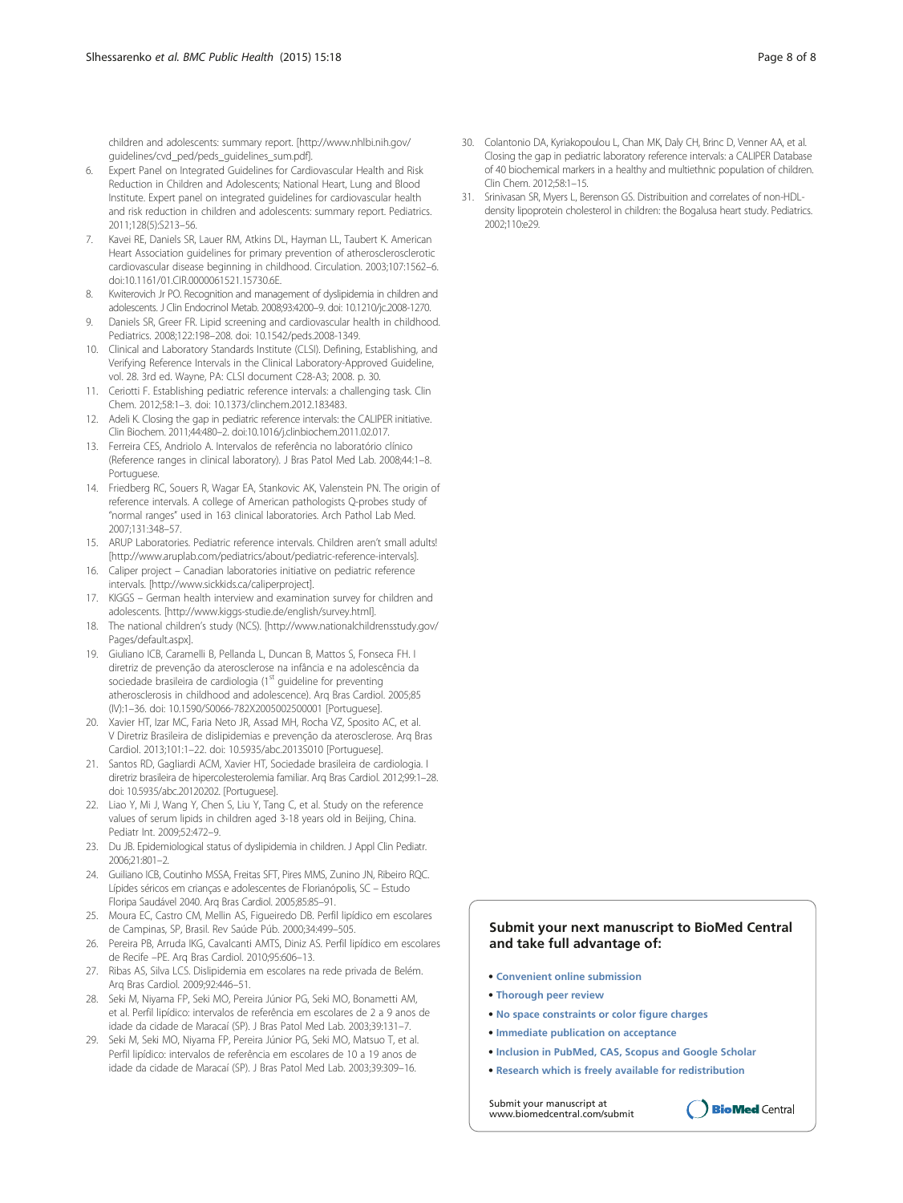children and adolescents: summary report. [http://www.nhlbi.nih.gov/guidelines/cvd_ped/peds_guidelines_sum.pdf].

6. Expert Panel on Integrated Guidelines for Cardiovascular Health and Risk Reduction in Children and Adolescents; National Heart, Lung and Blood Institute. Expert panel on integrated guidelines for cardiovascular health and risk reduction in children and adolescents: summary report. Pediatrics. 2011;128(5):S213–56.
7. Kavei RE, Daniels SR, Lauer RM, Atkins DL, Hayman LL, Taubert K. American Heart Association guidelines for primary prevention of atherosclerosclerotic cardiovascular disease beginning in childhood. Circulation. 2003;107:1562–6. doi:10.1161/01.CIR.0000061521.15730.6E.
8. Kwiterovich Jr PO. Recognition and management of dyslipidemia in children and adolescents. J Clin Endocrinol Metab. 2008;93:4200–9. doi: 10.1210/jc.2008-1270.
9. Daniels SR, Greer FR. Lipid screening and cardiovascular health in childhood. Pediatrics. 2008;122:198–208. doi: 10.1542/peds.2008-1349.
10. Clinical and Laboratory Standards Institute (CLSI). Defining, Establishing, and Verifying Reference Intervals in the Clinical Laboratory-Approved Guideline, vol. 28. 3rd ed. Wayne, PA: CLSI document C28-A3; 2008. p. 30.
11. Ceriotti F. Establishing pediatric reference intervals: a challenging task. Clin Chem. 2012;58:1–3. doi: 10.1373/clinchem.2012.183483.
12. Adeli K. Closing the gap in pediatric reference intervals: the CALIPER initiative. Clin Biochem. 2011;44:480–2. doi:10.1016/j.clinbiochem.2011.02.017.
13. Ferreira CES, Andriolo A. Intervalos de referência no laboratório clínico (Reference ranges in clinical laboratory). J Bras Patol Med Lab. 2008;44:1–8. Portuguese.
14. Friedberg RC, Souers R, Wagar EA, Stankovic AK, Valenstein PN. The origin of reference intervals. A college of American pathologists Q-probes study of "normal ranges" used in 163 clinical laboratories. Arch Pathol Lab Med. 2007;131:348–57.
15. ARUP Laboratories. Pediatric reference intervals. Children aren't small adults! [http://www.aruplab.com/pediatrics/about/pediatric-reference-intervals].
16. Caliper project – Canadian laboratories initiative on pediatric reference intervals. [http://www.sickkids.ca/caliperproject].
17. KIGGS – German health interview and examination survey for children and adolescents. [http://www.kiggs-studie.de/english/survey.html].
18. The national children's study (NCS). [http://www.nationalchildrensstudy.gov/Pages/default.aspx].
19. Giuliano ICB, Caramelli B, Pellanda L, Duncan B, Mattos S, Fonseca FH. I diretriz de prevenção da aterosclerose na infância e na adolescência da sociedade brasileira de cardiologia (1st guideline for preventing atherosclerosis in childhood and adolescence). Arq Bras Cardiol. 2005;85 (IV):1–36. doi: 10.1590/S0066-782X2005002500001 [Portuguese].
20. Xavier HT, Izar MC, Faria Neto JR, Assad MH, Rocha VZ, Sposito AC, et al. V Diretriz Brasileira de dislipidemias e prevenção da aterosclerose. Arq Bras Cardiol. 2013;101:1–22. doi: 10.5935/abc.2013S010 [Portuguese].
21. Santos RD, Gagliardi ACM, Xavier HT, Sociedade brasileira de cardiologia. I diretriz brasileira de hipercolesterolemia familiar. Arq Bras Cardiol. 2012;99:1–28. doi: 10.5935/abc.20120202. [Portuguese].
22. Liao Y, Mi J, Wang Y, Chen S, Liu Y, Tang C, et al. Study on the reference values of serum lipids in children aged 3-18 years old in Beijing, China. Pediatr Int. 2009;52:472–9.
23. Du JB. Epidemiological status of dyslipidemia in children. J Appl Clin Pediatr. 2006;21:801–2.
24. Guiliano ICB, Coutinho MSSA, Freitas SFT, Pires MMS, Zunino JN, Ribeiro RQC. Lípides séricos em crianças e adolescentes de Florianópolis, SC – Estudo Floripa Saudável 2040. Arq Bras Cardiol. 2005;85:85–91.
25. Moura EC, Castro CM, Mellin AS, Figueiredo DB. Perfil lipídico em escolares de Campinas, SP, Brasil. Rev Saúde Púb. 2000;34:499–505.
26. Pereira PB, Arruda IKG, Cavalcanti AMTS, Diniz AS. Perfil lipídico em escolares de Recife –PE. Arq Bras Cardiol. 2010;95:606–13.
27. Ribas AS, Silva LCS. Dislipidemia em escolares na rede privada de Belém. Arq Bras Cardiol. 2009;92:446–51.
28. Seki M, Niyama FP, Seki MO, Pereira Júnior PG, Seki MO, Bonametti AM, et al. Perfil lipídico: intervalos de referência em escolares de 2 a 9 anos de idade da cidade de Maracaí (SP). J Bras Patol Med Lab. 2003;39:131–7.
29. Seki M, Seki MO, Niyama FP, Pereira Júnior PG, Seki MO, Matsuo T, et al. Perfil lipídico: intervalos de referência em escolares de 10 a 19 anos de idade da cidade de Maracaí (SP). J Bras Patol Med Lab. 2003;39:309–16.
30. Colantonio DA, Kyriakopoulou L, Chan MK, Daly CH, Brinc D, Venner AA, et al. Closing the gap in pediatric laboratory reference intervals: a CALIPER Database of 40 biochemical markers in a healthy and multiethnic population of children. Clin Chem. 2012;58:1–15.
31. Srinivasan SR, Myers L, Berenson GS. Distribuition and correlates of non-HDL-density lipoprotein cholesterol in children: the Bogalusa heart study. Pediatrics. 2002;110:e29.

**Submit your next manuscript to BioMed Central and take full advantage of:**

- **Convenient online submission**
- **Thorough peer review**
- **No space constraints or color figure charges**
- **Immediate publication on acceptance**
- **Inclusion in PubMed, CAS, Scopus and Google Scholar**
- **Research which is freely available for redistribution**

Submit your manuscript at
www.biomedcentral.com/submit

BioMed Central